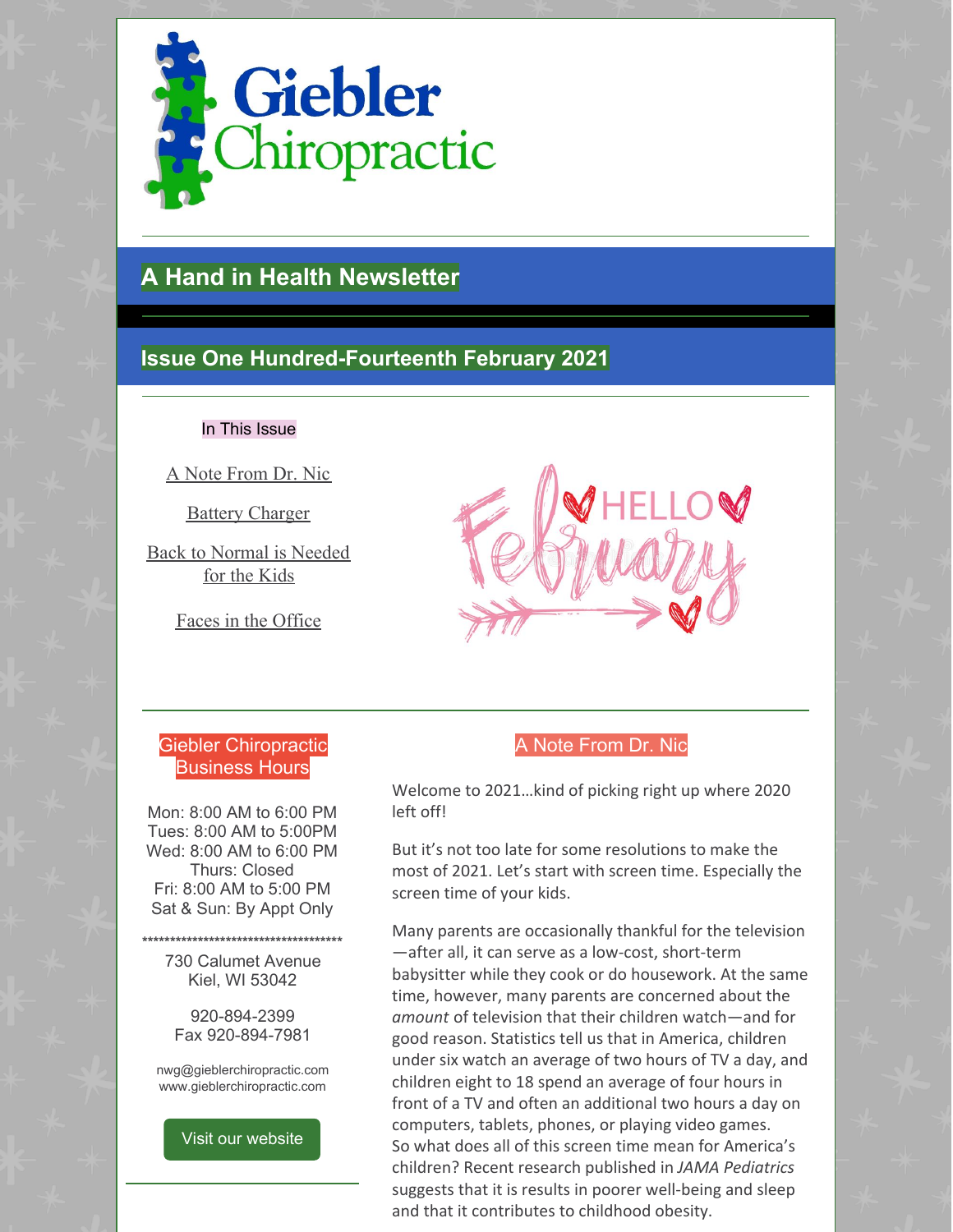# Giebler Chiropractic

## A Hand in Health Newsletter

## Issue One Hundred-Fourteenth February 2021

In This Issue

A Note From Dr. Nic

Battery Charger

Back to Normal is Needed for the Kids

Faces in the Office

HELLO February

### Giebler Chiropractic Business Hours

Mon: 8:00 AM to 6:00 PM
Tues: 8:00 AM to 5:00PM
Wed: 8:00 AM to 6:00 PM
Thurs: Closed
Fri: 8:00 AM to 5:00 PM
Sat & Sun: By Appt Only

**************************************

730 Calumet Avenue
Kiel, WI 53042

920-894-2399
Fax 920-894-7981

nwg@gieblerchiropractic.com
www.gieblerchiropractic.com

Visit our website

### A Note From Dr. Nic

Welcome to 2021…kind of picking right up where 2020 left off!

But it's not too late for some resolutions to make the most of 2021. Let's start with screen time. Especially the screen time of your kids.

Many parents are occasionally thankful for the television—after all, it can serve as a low-cost, short-term babysitter while they cook or do housework. At the same time, however, many parents are concerned about the *amount* of television that their children watch—and for good reason. Statistics tell us that in America, children under six watch an average of two hours of TV a day, and children eight to 18 spend an average of four hours in front of a TV and often an additional two hours a day on computers, tablets, phones, or playing video games. So what does all of this screen time mean for America's children? Recent research published in *JAMA Pediatrics* suggests that it is results in poorer well-being and sleep and that it contributes to childhood obesity.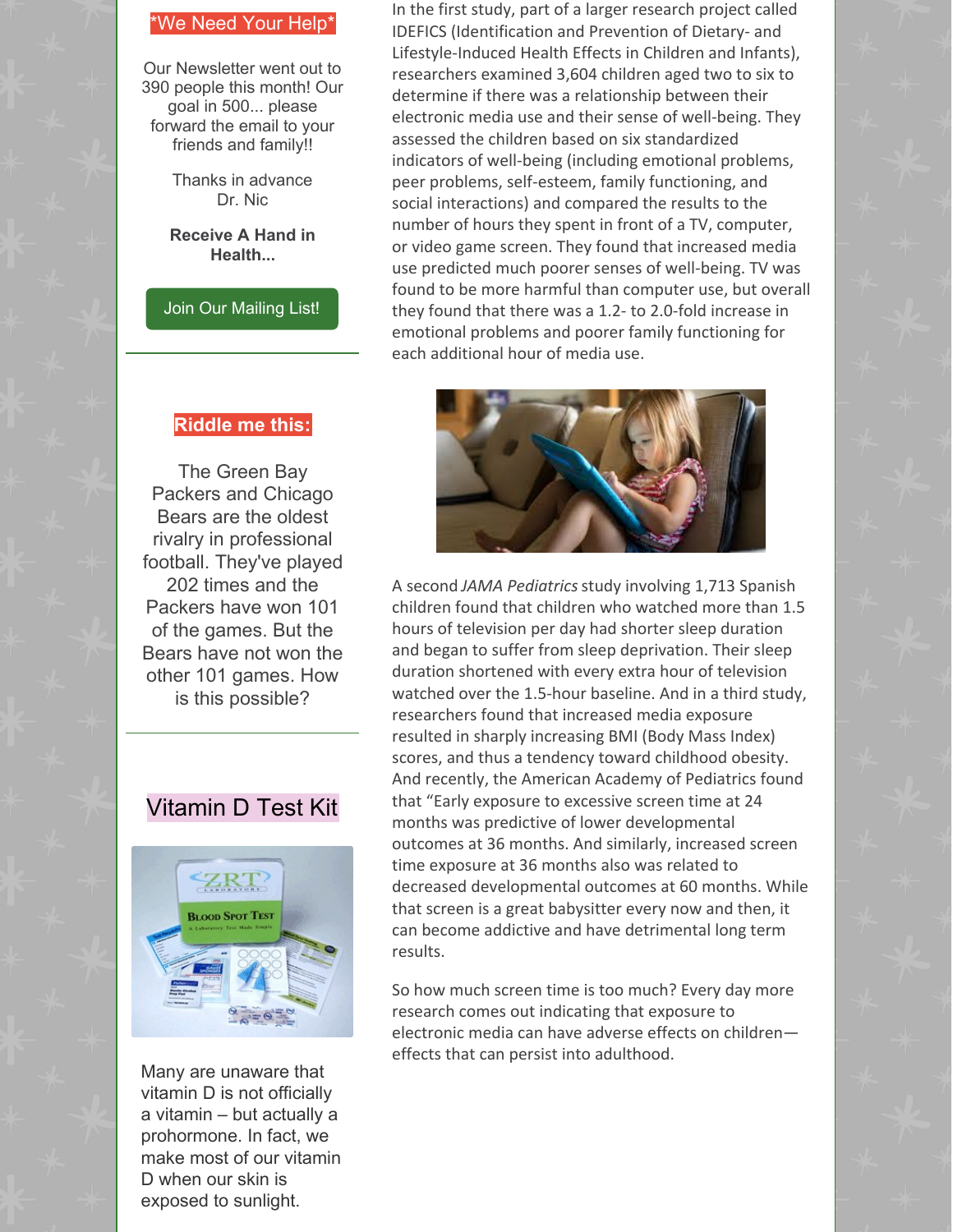## *We Need Your Help*

Our Newsletter went out to 390 people this month! Our goal in 500... please forward the email to your friends and family!!

Thanks in advance
Dr. Nic

**Receive A Hand in Health...**

Join Our Mailing List!

## Riddle me this:

The Green Bay Packers and Chicago Bears are the oldest rivalry in professional football. They've played 202 times and the Packers have won 101 of the games. But the Bears have not won the other 101 games. How is this possible?

## Vitamin D Test Kit

Many are unaware that vitamin D is not officially a vitamin – but actually a prohormone. In fact, we make most of our vitamin D when our skin is exposed to sunlight.

In the first study, part of a larger research project called IDEFICS (Identification and Prevention of Dietary- and Lifestyle-Induced Health Effects in Children and Infants), researchers examined 3,604 children aged two to six to determine if there was a relationship between their electronic media use and their sense of well-being. They assessed the children based on six standardized indicators of well-being (including emotional problems, peer problems, self-esteem, family functioning, and social interactions) and compared the results to the number of hours they spent in front of a TV, computer, or video game screen. They found that increased media use predicted much poorer senses of well-being. TV was found to be more harmful than computer use, but overall they found that there was a 1.2- to 2.0-fold increase in emotional problems and poorer family functioning for each additional hour of media use.

A second *JAMA Pediatrics* study involving 1,713 Spanish children found that children who watched more than 1.5 hours of television per day had shorter sleep duration and began to suffer from sleep deprivation. Their sleep duration shortened with every extra hour of television watched over the 1.5-hour baseline. And in a third study, researchers found that increased media exposure resulted in sharply increasing BMI (Body Mass Index) scores, and thus a tendency toward childhood obesity. And recently, the American Academy of Pediatrics found that "Early exposure to excessive screen time at 24 months was predictive of lower developmental outcomes at 36 months. And similarly, increased screen time exposure at 36 months also was related to decreased developmental outcomes at 60 months. While that screen is a great babysitter every now and then, it can become addictive and have detrimental long term results.

So how much screen time is too much? Every day more research comes out indicating that exposure to electronic media can have adverse effects on children—effects that can persist into adulthood.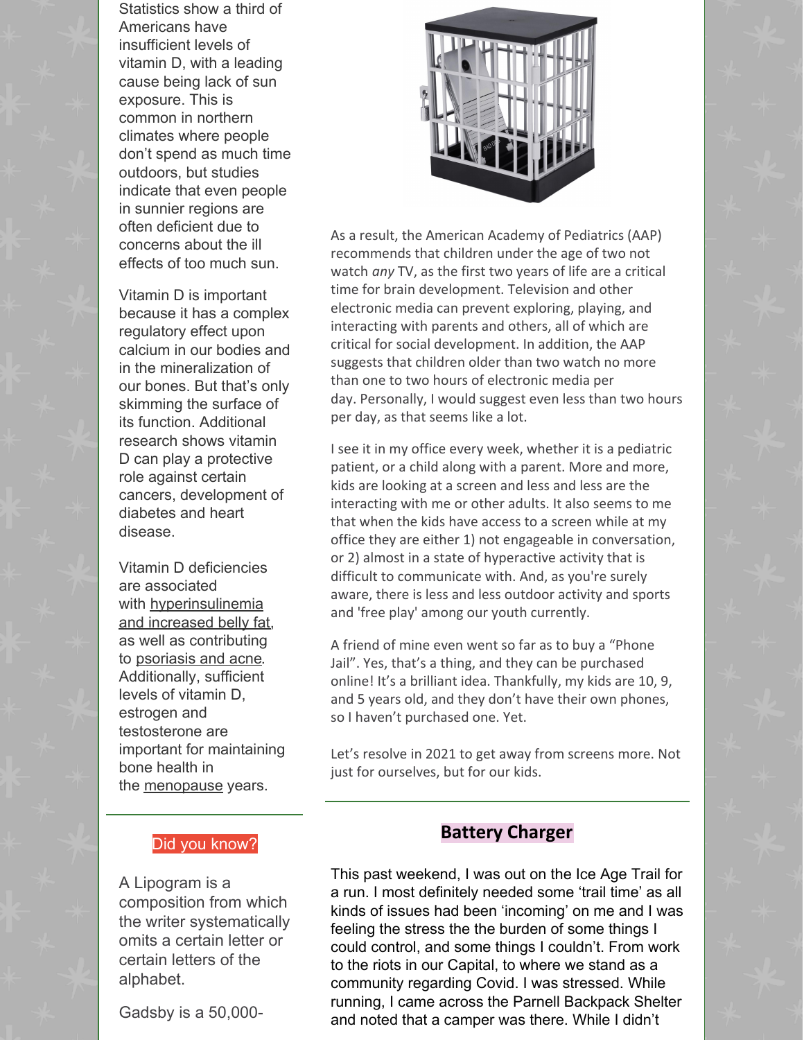Statistics show a third of Americans have insufficient levels of vitamin D, with a leading cause being lack of sun exposure. This is common in northern climates where people don't spend as much time outdoors, but studies indicate that even people in sunnier regions are often deficient due to concerns about the ill effects of too much sun.

Vitamin D is important because it has a complex regulatory effect upon calcium in our bodies and in the mineralization of our bones. But that's only skimming the surface of its function. Additional research shows vitamin D can play a protective role against certain cancers, development of diabetes and heart disease.

Vitamin D deficiencies are associated with hyperinsulinemia and increased belly fat, as well as contributing to psoriasis and acne. Additionally, sufficient levels of vitamin D, estrogen and testosterone are important for maintaining bone health in the menopause years.

Did you know?

A Lipogram is a composition from which the writer systematically omits a certain letter or certain letters of the alphabet.

Gadsby is a 50,000-

As a result, the American Academy of Pediatrics (AAP) recommends that children under the age of two not watch *any* TV, as the first two years of life are a critical time for brain development. Television and other electronic media can prevent exploring, playing, and interacting with parents and others, all of which are critical for social development. In addition, the AAP suggests that children older than two watch no more than one to two hours of electronic media per day. Personally, I would suggest even less than two hours per day, as that seems like a lot.

I see it in my office every week, whether it is a pediatric patient, or a child along with a parent. More and more, kids are looking at a screen and less and less are the interacting with me or other adults. It also seems to me that when the kids have access to a screen while at my office they are either 1) not engageable in conversation, or 2) almost in a state of hyperactive activity that is difficult to communicate with. And, as you're surely aware, there is less and less outdoor activity and sports and 'free play' among our youth currently.

A friend of mine even went so far as to buy a "Phone Jail". Yes, that's a thing, and they can be purchased online! It's a brilliant idea. Thankfully, my kids are 10, 9, and 5 years old, and they don't have their own phones, so I haven't purchased one. Yet.

Let's resolve in 2021 to get away from screens more. Not just for ourselves, but for our kids.

## Battery Charger

This past weekend, I was out on the Ice Age Trail for a run. I most definitely needed some 'trail time' as all kinds of issues had been 'incoming' on me and I was feeling the stress the the burden of some things I could control, and some things I couldn't. From work to the riots in our Capital, to where we stand as a community regarding Covid. I was stressed. While running, I came across the Parnell Backpack Shelter and noted that a camper was there. While I didn't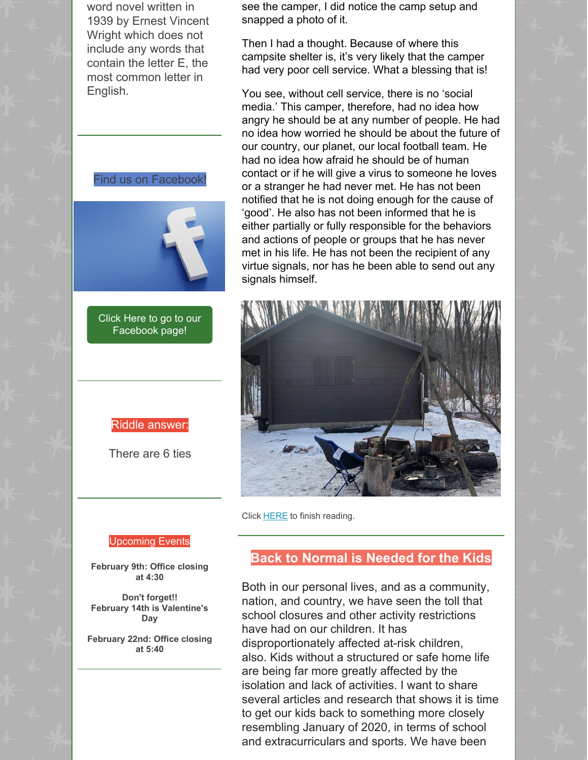word novel written in 1939 by Ernest Vincent Wright which does not include any words that contain the letter E, the most common letter in English.

Find us on Facebook!

Click Here to go to our Facebook page!

Riddle answer:

There are 6 ties

Upcoming Events

**February 9th: Office closing at 4:30**

**Don't forget!! February 14th is Valentine's Day**

**February 22nd: Office closing at 5:40**

see the camper, I did notice the camp setup and snapped a photo of it.

Then I had a thought. Because of where this campsite shelter is, it's very likely that the camper had very poor cell service. What a blessing that is!

You see, without cell service, there is no 'social media.' This camper, therefore, had no idea how angry he should be at any number of people. He had no idea how worried he should be about the future of our country, our planet, our local football team. He had no idea how afraid he should be of human contact or if he will give a virus to someone he loves or a stranger he had never met. He has not been notified that he is not doing enough for the cause of 'good'. He also has not been informed that he is either partially or fully responsible for the behaviors and actions of people or groups that he has never met in his life. He has not been the recipient of any virtue signals, nor has he been able to send out any signals himself.

Click HERE to finish reading.

## Back to Normal is Needed for the Kids

Both in our personal lives, and as a community, nation, and country, we have seen the toll that school closures and other activity restrictions have had on our children. It has disproportionately affected at-risk children, also. Kids without a structured or safe home life are being far more greatly affected by the isolation and lack of activities. I want to share several articles and research that shows it is time to get our kids back to something more closely resembling January of 2020, in terms of school and extracurriculars and sports. We have been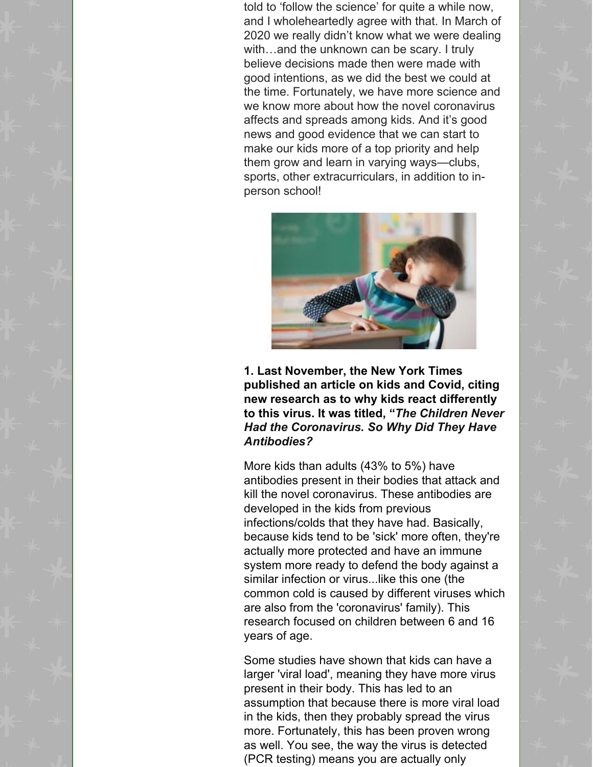told to 'follow the science' for quite a while now, and I wholeheartedly agree with that. In March of 2020 we really didn't know what we were dealing with…and the unknown can be scary. I truly believe decisions made then were made with good intentions, as we did the best we could at the time. Fortunately, we have more science and we know more about how the novel coronavirus affects and spreads among kids. And it's good news and good evidence that we can start to make our kids more of a top priority and help them grow and learn in varying ways—clubs, sports, other extracurriculars, in addition to in-person school!

**1. Last November, the New York Times published an article on kids and Covid, citing new research as to why kids react differently to this virus. It was titled, "*The Children Never Had the Coronavirus. So Why Did They Have Antibodies?***

More kids than adults (43% to 5%) have antibodies present in their bodies that attack and kill the novel coronavirus. These antibodies are developed in the kids from previous infections/colds that they have had. Basically, because kids tend to be 'sick' more often, they're actually more protected and have an immune system more ready to defend the body against a similar infection or virus...like this one (the common cold is caused by different viruses which are also from the 'coronavirus' family). This research focused on children between 6 and 16 years of age.

Some studies have shown that kids can have a larger 'viral load', meaning they have more virus present in their body. This has led to an assumption that because there is more viral load in the kids, then they probably spread the virus more. Fortunately, this has been proven wrong as well. You see, the way the virus is detected (PCR testing) means you are actually only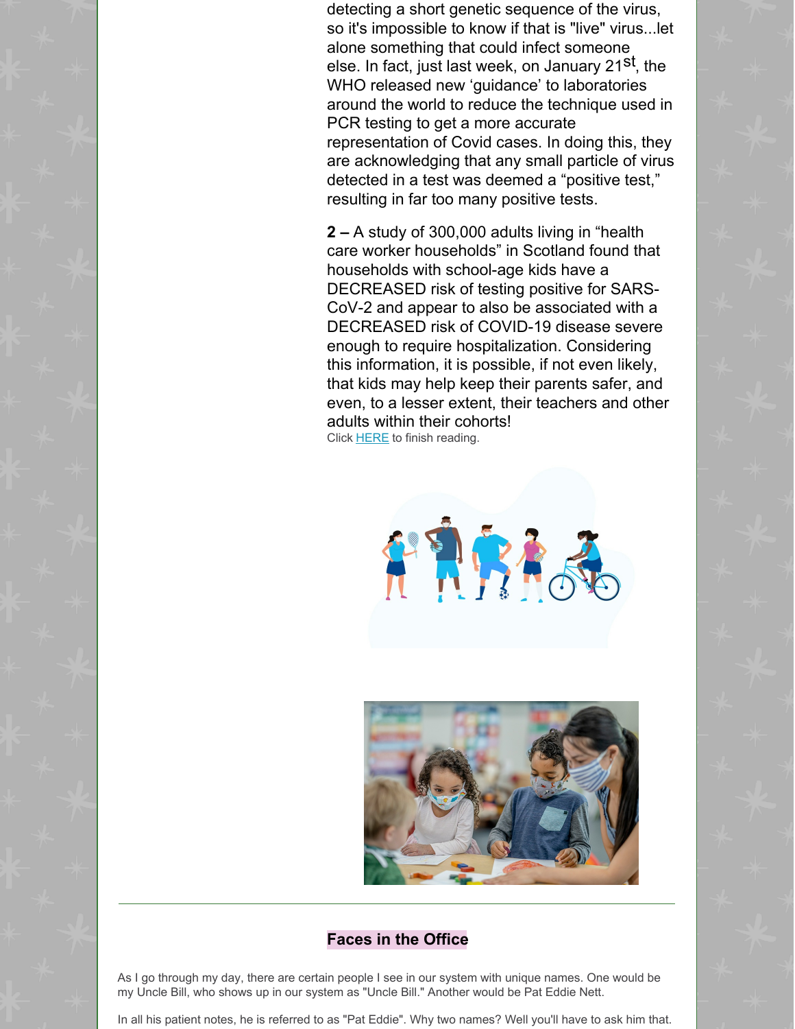detecting a short genetic sequence of the virus, so it's impossible to know if that is "live" virus...let alone something that could infect someone else. In fact, just last week, on January 21st, the WHO released new 'guidance' to laboratories around the world to reduce the technique used in PCR testing to get a more accurate representation of Covid cases. In doing this, they are acknowledging that any small particle of virus detected in a test was deemed a "positive test," resulting in far too many positive tests.

**2 –** A study of 300,000 adults living in "health care worker households" in Scotland found that households with school-age kids have a DECREASED risk of testing positive for SARS-CoV-2 and appear to also be associated with a DECREASED risk of COVID-19 disease severe enough to require hospitalization. Considering this information, it is possible, if not even likely, that kids may help keep their parents safer, and even, to a lesser extent, their teachers and other adults within their cohorts!

Click HERE to finish reading.

---

## Faces in the Office

As I go through my day, there are certain people I see in our system with unique names. One would be my Uncle Bill, who shows up in our system as "Uncle Bill." Another would be Pat Eddie Nett.

In all his patient notes, he is referred to as "Pat Eddie". Why two names? Well you'll have to ask him that.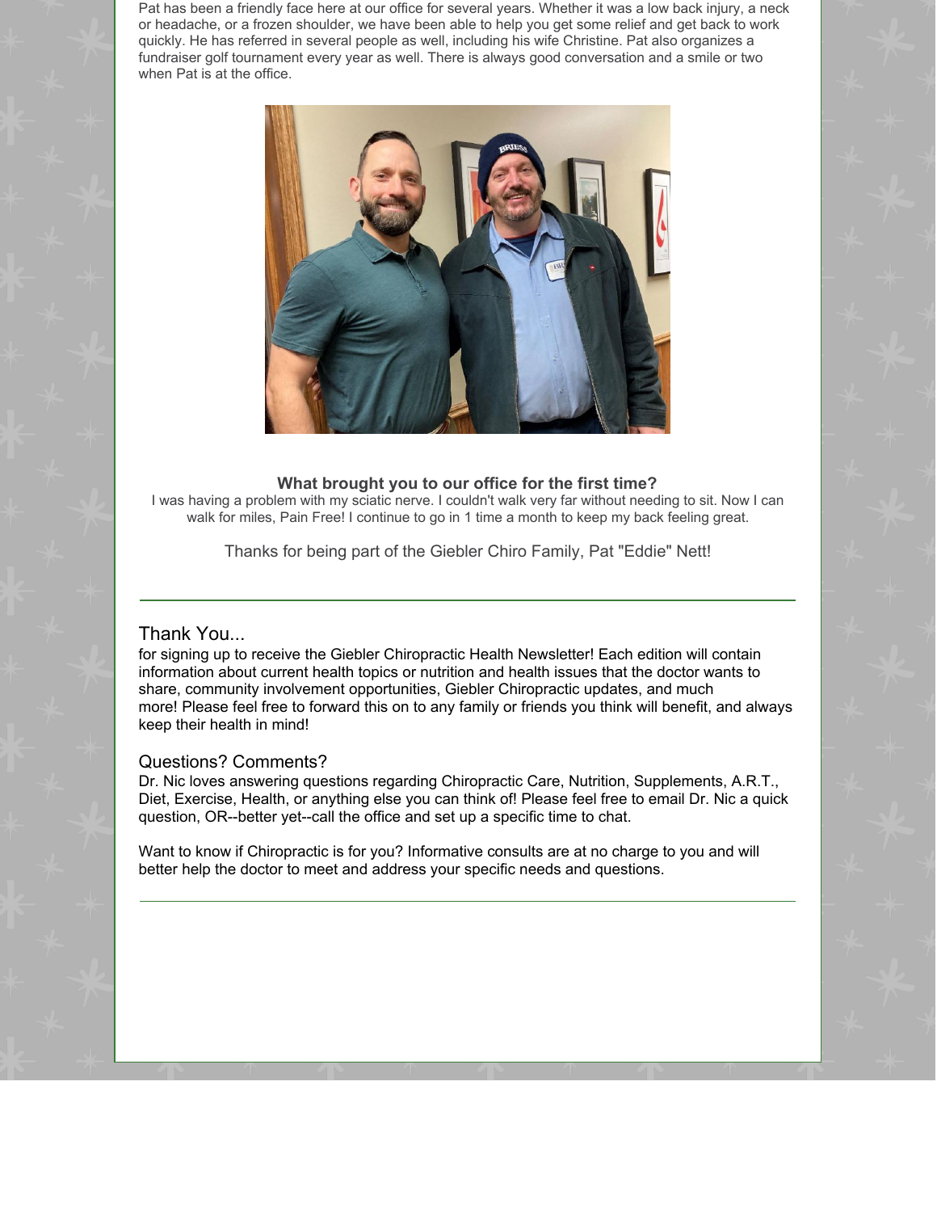Pat has been a friendly face here at our office for several years. Whether it was a low back injury, a neck or headache, or a frozen shoulder, we have been able to help you get some relief and get back to work quickly. He has referred in several people as well, including his wife Christine. Pat also organizes a fundraiser golf tournament every year as well. There is always good conversation and a smile or two when Pat is at the office.

**What brought you to our office for the first time?**

I was having a problem with my sciatic nerve. I couldn't walk very far without needing to sit. Now I can walk for miles, Pain Free! I continue to go in 1 time a month to keep my back feeling great.

Thanks for being part of the Giebler Chiro Family, Pat "Eddie" Nett!

---

## Thank You...

for signing up to receive the Giebler Chiropractic Health Newsletter! Each edition will contain information about current health topics or nutrition and health issues that the doctor wants to share, community involvement opportunities, Giebler Chiropractic updates, and much more! Please feel free to forward this on to any family or friends you think will benefit, and always keep their health in mind!

## Questions? Comments?

Dr. Nic loves answering questions regarding Chiropractic Care, Nutrition, Supplements, A.R.T., Diet, Exercise, Health, or anything else you can think of! Please feel free to email Dr. Nic a quick question, OR--better yet--call the office and set up a specific time to chat.

Want to know if Chiropractic is for you? Informative consults are at no charge to you and will better help the doctor to meet and address your specific needs and questions.